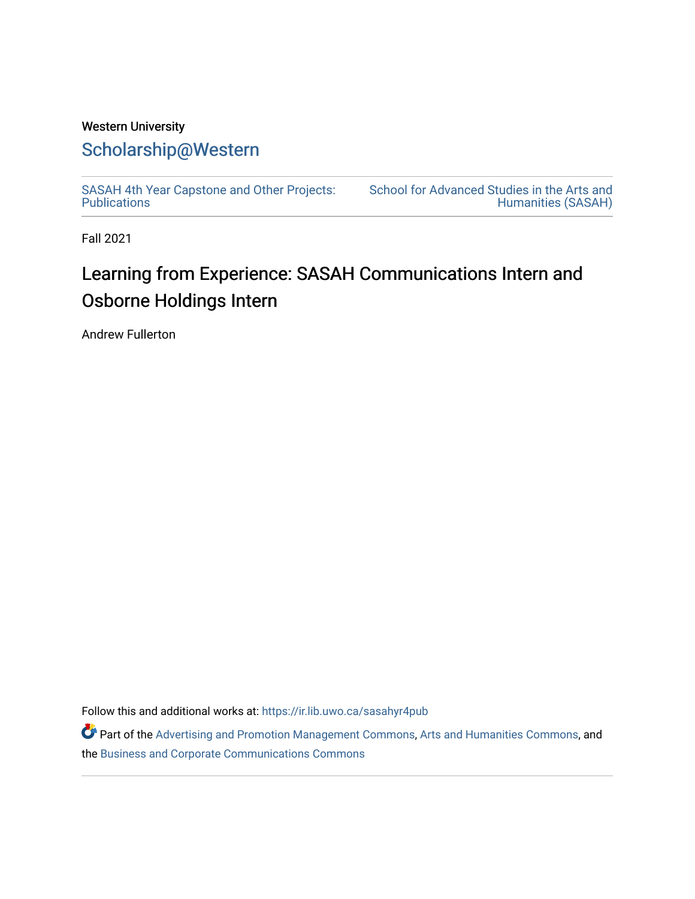Western University

# Scholarship@Western

SASAH 4th Year Capstone and Other Projects: Publications

School for Advanced Studies in the Arts and Humanities (SASAH)

Fall 2021

## Learning from Experience: SASAH Communications Intern and Osborne Holdings Intern

Andrew Fullerton

Follow this and additional works at: https://ir.lib.uwo.ca/sasahyr4pub

Part of the Advertising and Promotion Management Commons, Arts and Humanities Commons, and the Business and Corporate Communications Commons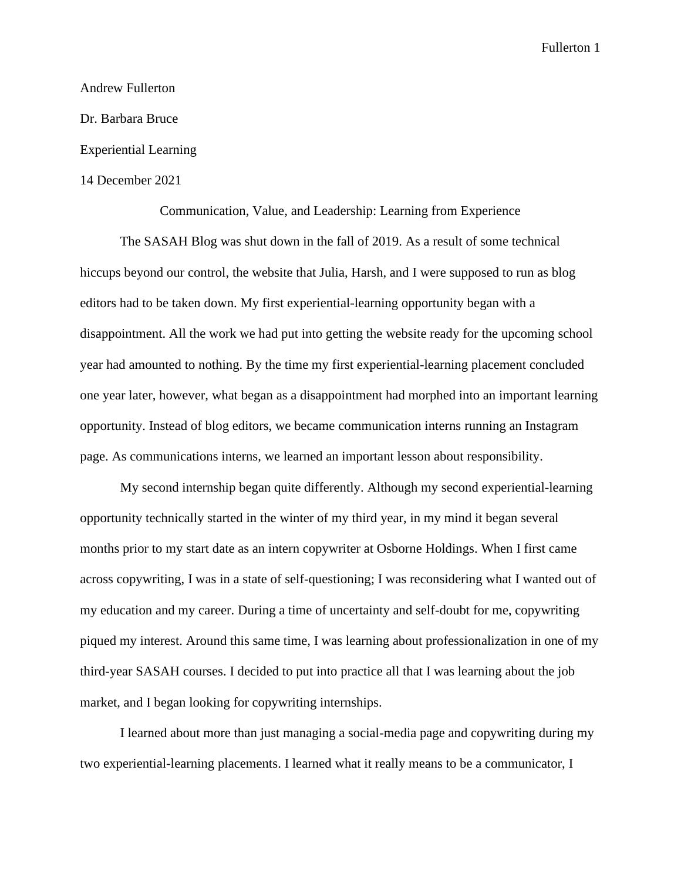Andrew Fullerton

Dr. Barbara Bruce

Experiential Learning

14 December 2021

# Communication, Value, and Leadership: Learning from Experience

The SASAH Blog was shut down in the fall of 2019. As a result of some technical hiccups beyond our control, the website that Julia, Harsh, and I were supposed to run as blog editors had to be taken down. My first experiential-learning opportunity began with a disappointment. All the work we had put into getting the website ready for the upcoming school year had amounted to nothing. By the time my first experiential-learning placement concluded one year later, however, what began as a disappointment had morphed into an important learning opportunity. Instead of blog editors, we became communication interns running an Instagram page. As communications interns, we learned an important lesson about responsibility.

My second internship began quite differently. Although my second experiential-learning opportunity technically started in the winter of my third year, in my mind it began several months prior to my start date as an intern copywriter at Osborne Holdings. When I first came across copywriting, I was in a state of self-questioning; I was reconsidering what I wanted out of my education and my career. During a time of uncertainty and self-doubt for me, copywriting piqued my interest. Around this same time, I was learning about professionalization in one of my third-year SASAH courses. I decided to put into practice all that I was learning about the job market, and I began looking for copywriting internships.

I learned about more than just managing a social-media page and copywriting during my two experiential-learning placements. I learned what it really means to be a communicator, I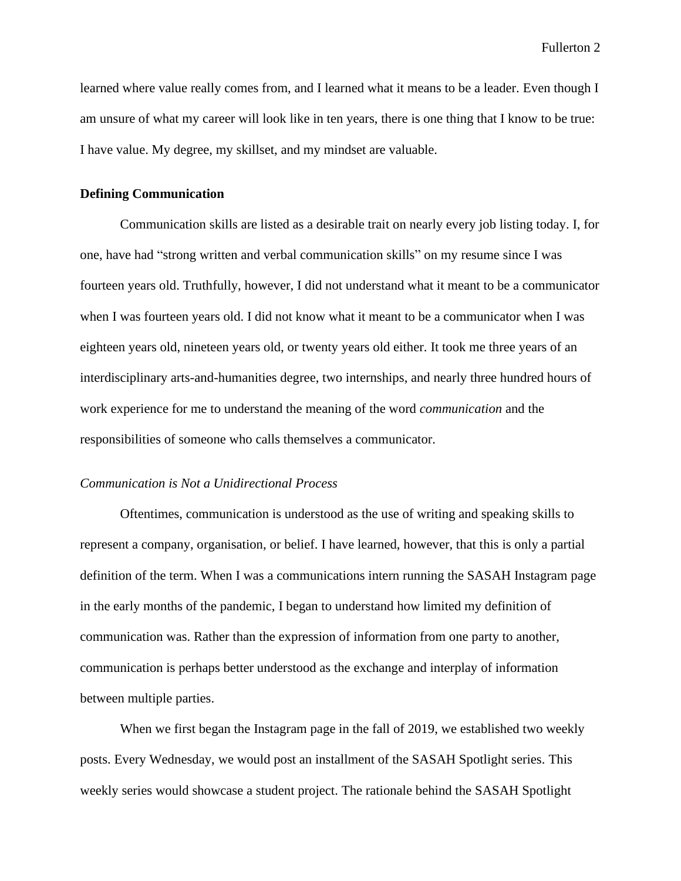learned where value really comes from, and I learned what it means to be a leader. Even though I am unsure of what my career will look like in ten years, there is one thing that I know to be true: I have value. My degree, my skillset, and my mindset are valuable.

## Defining Communication

Communication skills are listed as a desirable trait on nearly every job listing today. I, for one, have had "strong written and verbal communication skills" on my resume since I was fourteen years old. Truthfully, however, I did not understand what it meant to be a communicator when I was fourteen years old. I did not know what it meant to be a communicator when I was eighteen years old, nineteen years old, or twenty years old either. It took me three years of an interdisciplinary arts-and-humanities degree, two internships, and nearly three hundred hours of work experience for me to understand the meaning of the word *communication* and the responsibilities of someone who calls themselves a communicator.

### *Communication is Not a Unidirectional Process*

Oftentimes, communication is understood as the use of writing and speaking skills to represent a company, organisation, or belief. I have learned, however, that this is only a partial definition of the term. When I was a communications intern running the SASAH Instagram page in the early months of the pandemic, I began to understand how limited my definition of communication was. Rather than the expression of information from one party to another, communication is perhaps better understood as the exchange and interplay of information between multiple parties.

When we first began the Instagram page in the fall of 2019, we established two weekly posts. Every Wednesday, we would post an installment of the SASAH Spotlight series. This weekly series would showcase a student project. The rationale behind the SASAH Spotlight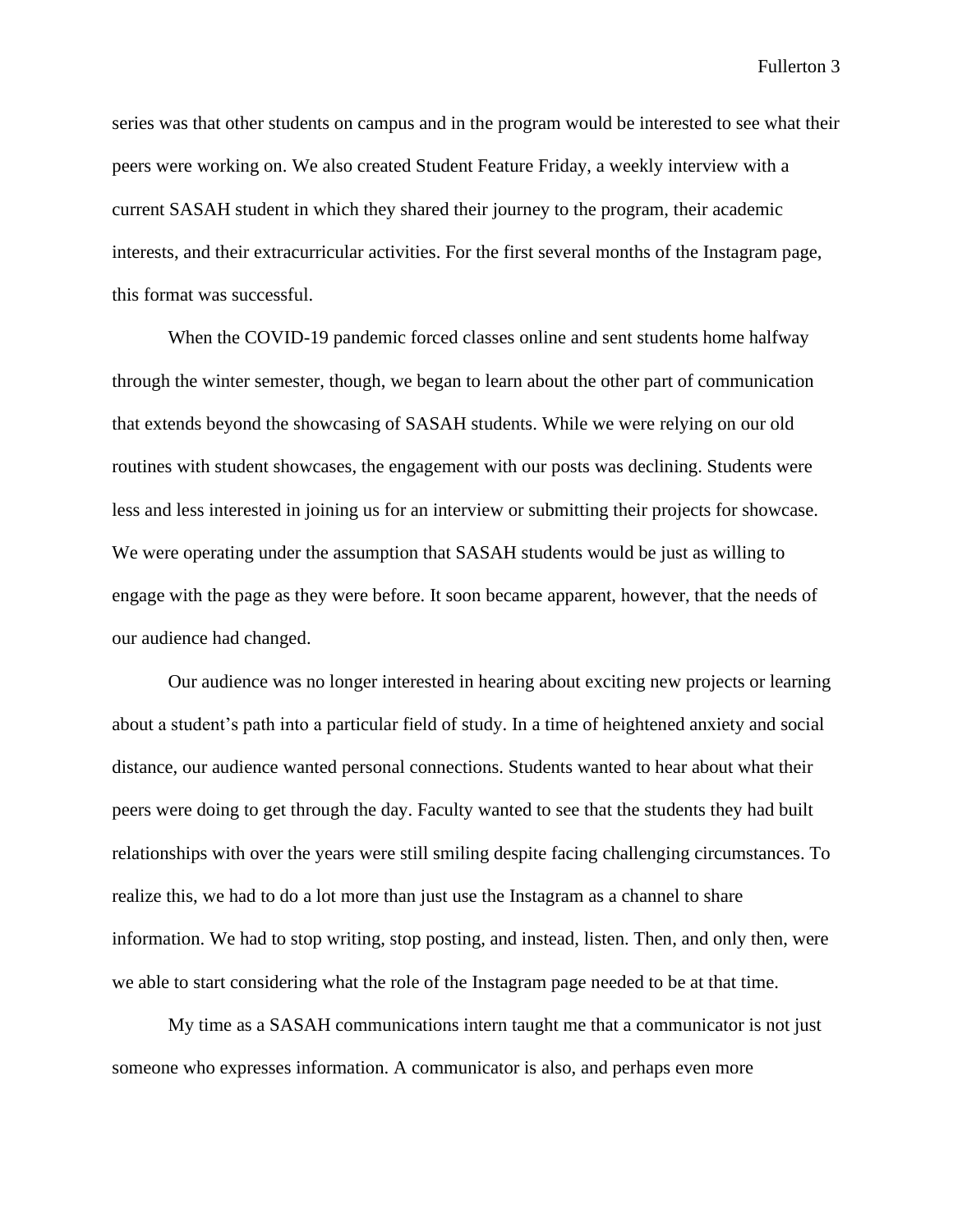series was that other students on campus and in the program would be interested to see what their peers were working on. We also created Student Feature Friday, a weekly interview with a current SASAH student in which they shared their journey to the program, their academic interests, and their extracurricular activities. For the first several months of the Instagram page, this format was successful.

When the COVID-19 pandemic forced classes online and sent students home halfway through the winter semester, though, we began to learn about the other part of communication that extends beyond the showcasing of SASAH students. While we were relying on our old routines with student showcases, the engagement with our posts was declining. Students were less and less interested in joining us for an interview or submitting their projects for showcase. We were operating under the assumption that SASAH students would be just as willing to engage with the page as they were before. It soon became apparent, however, that the needs of our audience had changed.

Our audience was no longer interested in hearing about exciting new projects or learning about a student's path into a particular field of study. In a time of heightened anxiety and social distance, our audience wanted personal connections. Students wanted to hear about what their peers were doing to get through the day. Faculty wanted to see that the students they had built relationships with over the years were still smiling despite facing challenging circumstances. To realize this, we had to do a lot more than just use the Instagram as a channel to share information. We had to stop writing, stop posting, and instead, listen. Then, and only then, were we able to start considering what the role of the Instagram page needed to be at that time.

My time as a SASAH communications intern taught me that a communicator is not just someone who expresses information. A communicator is also, and perhaps even more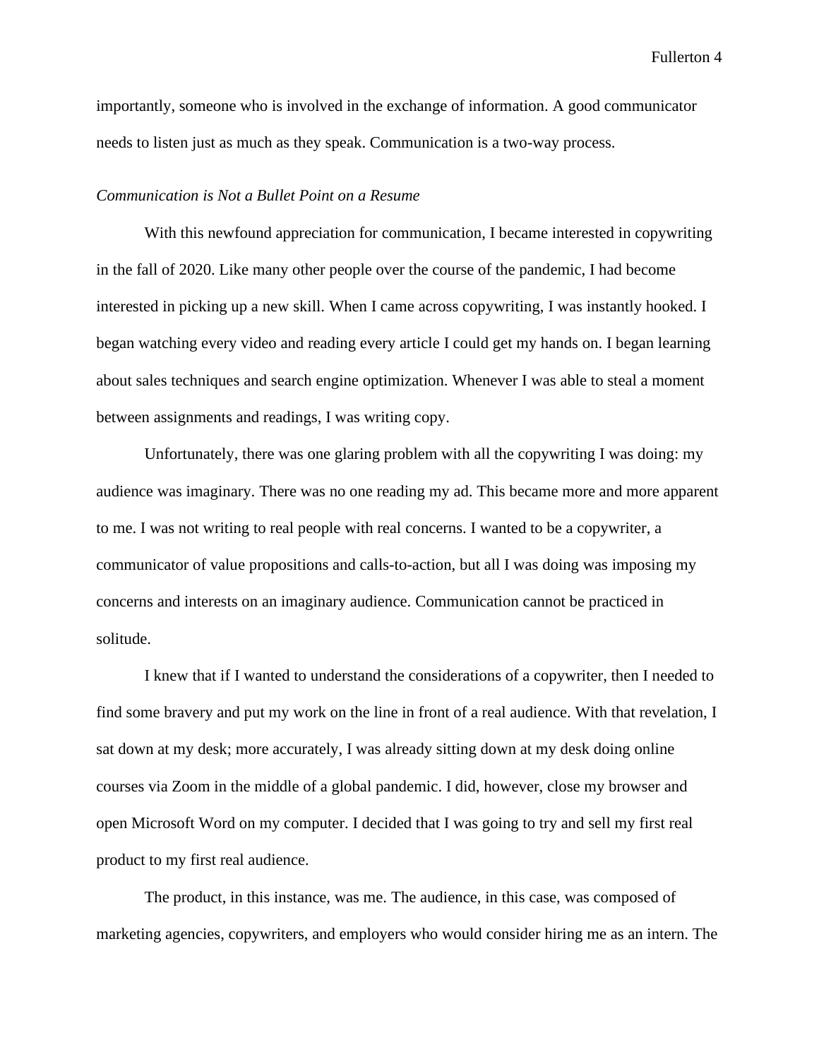importantly, someone who is involved in the exchange of information. A good communicator needs to listen just as much as they speak. Communication is a two-way process.

*Communication is Not a Bullet Point on a Resume*

With this newfound appreciation for communication, I became interested in copywriting in the fall of 2020. Like many other people over the course of the pandemic, I had become interested in picking up a new skill. When I came across copywriting, I was instantly hooked. I began watching every video and reading every article I could get my hands on. I began learning about sales techniques and search engine optimization. Whenever I was able to steal a moment between assignments and readings, I was writing copy.

Unfortunately, there was one glaring problem with all the copywriting I was doing: my audience was imaginary. There was no one reading my ad. This became more and more apparent to me. I was not writing to real people with real concerns. I wanted to be a copywriter, a communicator of value propositions and calls-to-action, but all I was doing was imposing my concerns and interests on an imaginary audience. Communication cannot be practiced in solitude.

I knew that if I wanted to understand the considerations of a copywriter, then I needed to find some bravery and put my work on the line in front of a real audience. With that revelation, I sat down at my desk; more accurately, I was already sitting down at my desk doing online courses via Zoom in the middle of a global pandemic. I did, however, close my browser and open Microsoft Word on my computer. I decided that I was going to try and sell my first real product to my first real audience.

The product, in this instance, was me. The audience, in this case, was composed of marketing agencies, copywriters, and employers who would consider hiring me as an intern. The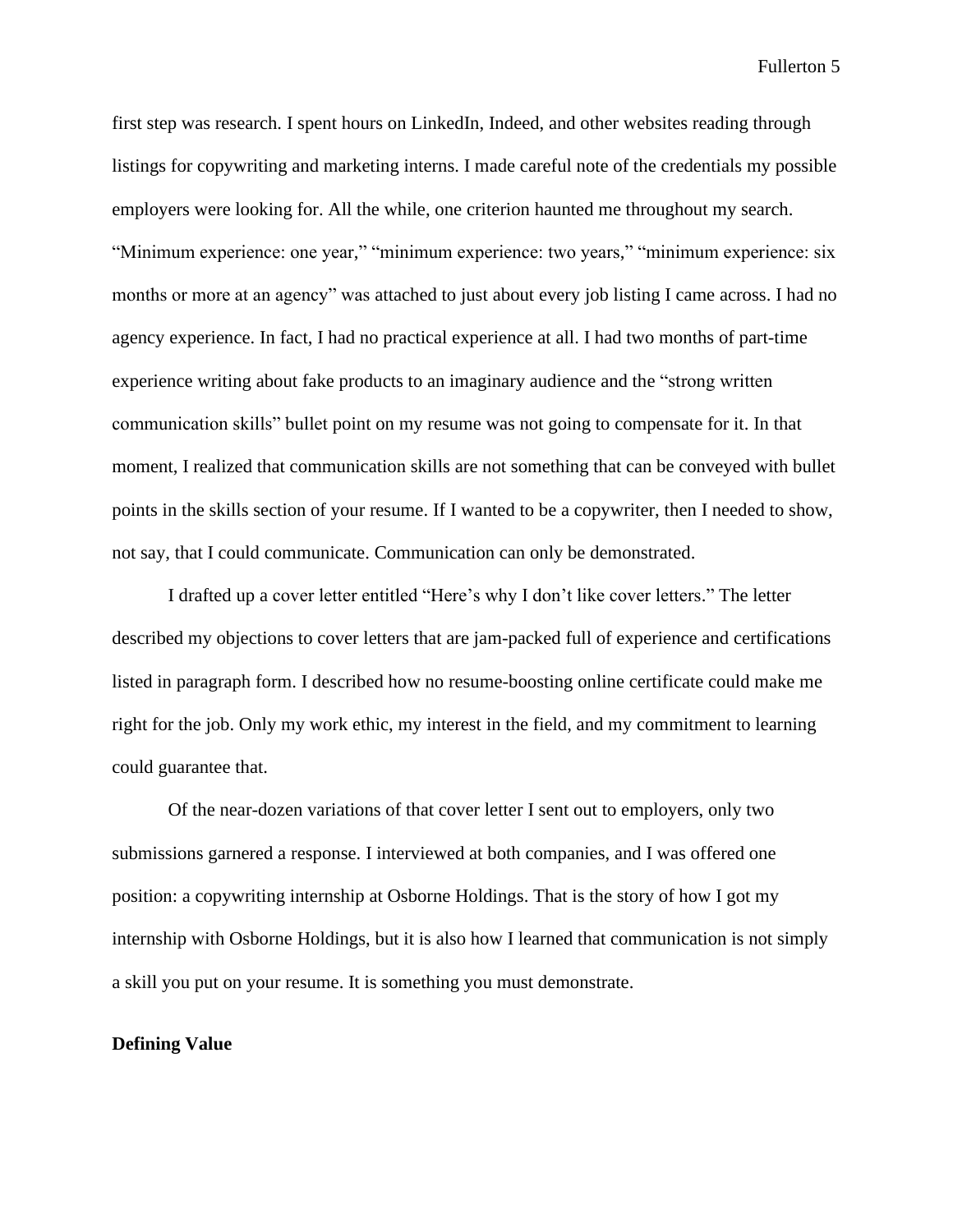first step was research. I spent hours on LinkedIn, Indeed, and other websites reading through listings for copywriting and marketing interns. I made careful note of the credentials my possible employers were looking for. All the while, one criterion haunted me throughout my search. "Minimum experience: one year," "minimum experience: two years," "minimum experience: six months or more at an agency" was attached to just about every job listing I came across. I had no agency experience. In fact, I had no practical experience at all. I had two months of part-time experience writing about fake products to an imaginary audience and the "strong written communication skills" bullet point on my resume was not going to compensate for it. In that moment, I realized that communication skills are not something that can be conveyed with bullet points in the skills section of your resume. If I wanted to be a copywriter, then I needed to show, not say, that I could communicate. Communication can only be demonstrated.

I drafted up a cover letter entitled "Here's why I don't like cover letters." The letter described my objections to cover letters that are jam-packed full of experience and certifications listed in paragraph form. I described how no resume-boosting online certificate could make me right for the job. Only my work ethic, my interest in the field, and my commitment to learning could guarantee that.

Of the near-dozen variations of that cover letter I sent out to employers, only two submissions garnered a response. I interviewed at both companies, and I was offered one position: a copywriting internship at Osborne Holdings. That is the story of how I got my internship with Osborne Holdings, but it is also how I learned that communication is not simply a skill you put on your resume. It is something you must demonstrate.

## Defining Value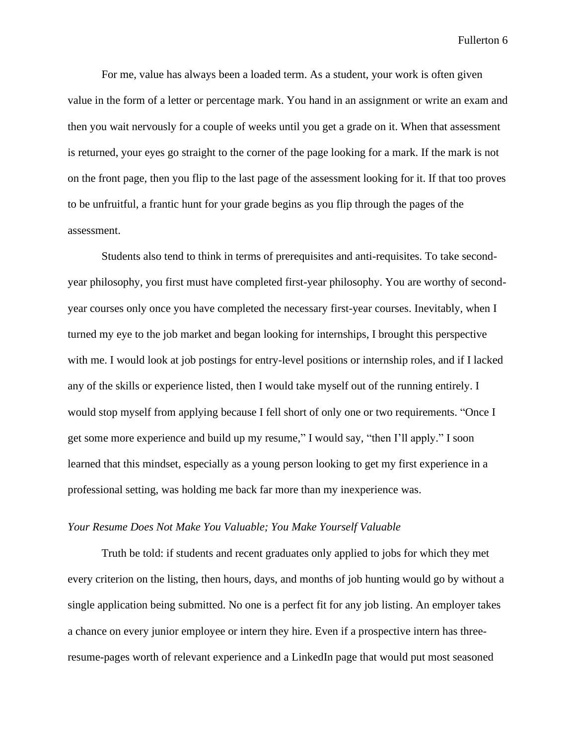For me, value has always been a loaded term. As a student, your work is often given value in the form of a letter or percentage mark. You hand in an assignment or write an exam and then you wait nervously for a couple of weeks until you get a grade on it. When that assessment is returned, your eyes go straight to the corner of the page looking for a mark. If the mark is not on the front page, then you flip to the last page of the assessment looking for it. If that too proves to be unfruitful, a frantic hunt for your grade begins as you flip through the pages of the assessment.

Students also tend to think in terms of prerequisites and anti-requisites. To take second-year philosophy, you first must have completed first-year philosophy. You are worthy of second-year courses only once you have completed the necessary first-year courses. Inevitably, when I turned my eye to the job market and began looking for internships, I brought this perspective with me. I would look at job postings for entry-level positions or internship roles, and if I lacked any of the skills or experience listed, then I would take myself out of the running entirely. I would stop myself from applying because I fell short of only one or two requirements. "Once I get some more experience and build up my resume," I would say, "then I'll apply." I soon learned that this mindset, especially as a young person looking to get my first experience in a professional setting, was holding me back far more than my inexperience was.

### *Your Resume Does Not Make You Valuable; You Make Yourself Valuable*

Truth be told: if students and recent graduates only applied to jobs for which they met every criterion on the listing, then hours, days, and months of job hunting would go by without a single application being submitted. No one is a perfect fit for any job listing. An employer takes a chance on every junior employee or intern they hire. Even if a prospective intern has three-resume-pages worth of relevant experience and a LinkedIn page that would put most seasoned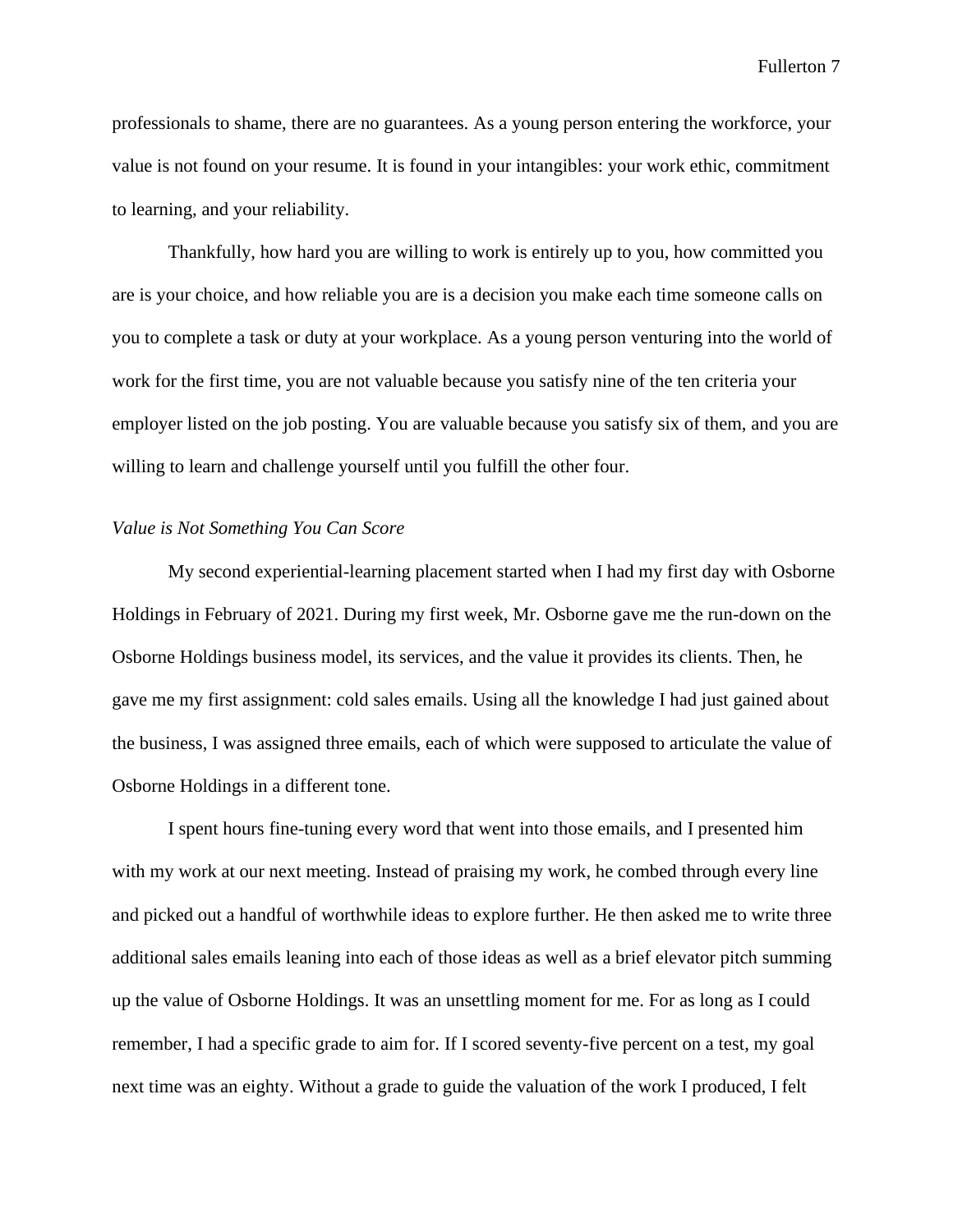professionals to shame, there are no guarantees. As a young person entering the workforce, your value is not found on your resume. It is found in your intangibles: your work ethic, commitment to learning, and your reliability.

Thankfully, how hard you are willing to work is entirely up to you, how committed you are is your choice, and how reliable you are is a decision you make each time someone calls on you to complete a task or duty at your workplace. As a young person venturing into the world of work for the first time, you are not valuable because you satisfy nine of the ten criteria your employer listed on the job posting. You are valuable because you satisfy six of them, and you are willing to learn and challenge yourself until you fulfill the other four.

*Value is Not Something You Can Score*

My second experiential-learning placement started when I had my first day with Osborne Holdings in February of 2021. During my first week, Mr. Osborne gave me the run-down on the Osborne Holdings business model, its services, and the value it provides its clients. Then, he gave me my first assignment: cold sales emails. Using all the knowledge I had just gained about the business, I was assigned three emails, each of which were supposed to articulate the value of Osborne Holdings in a different tone.

I spent hours fine-tuning every word that went into those emails, and I presented him with my work at our next meeting. Instead of praising my work, he combed through every line and picked out a handful of worthwhile ideas to explore further. He then asked me to write three additional sales emails leaning into each of those ideas as well as a brief elevator pitch summing up the value of Osborne Holdings. It was an unsettling moment for me. For as long as I could remember, I had a specific grade to aim for. If I scored seventy-five percent on a test, my goal next time was an eighty. Without a grade to guide the valuation of the work I produced, I felt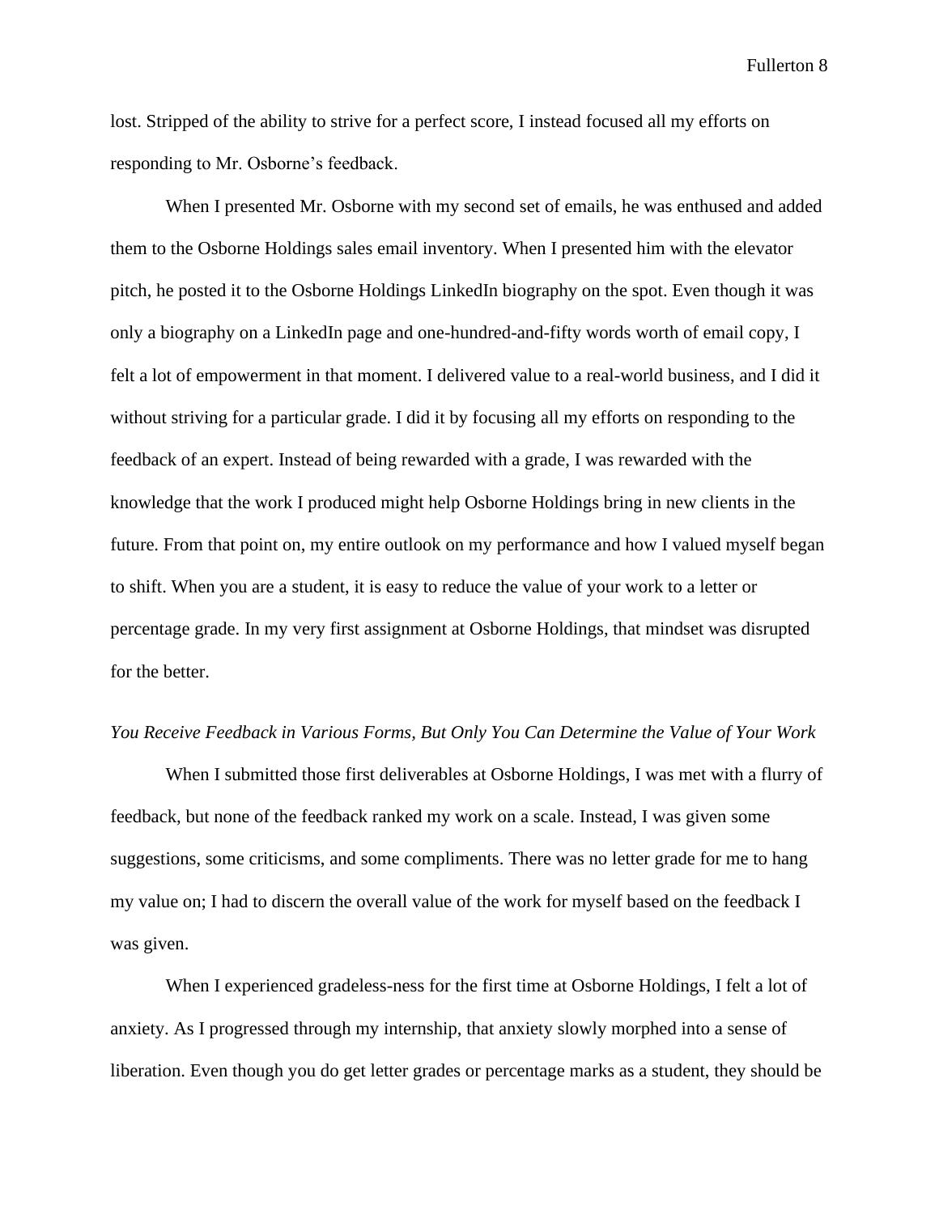lost. Stripped of the ability to strive for a perfect score, I instead focused all my efforts on responding to Mr. Osborne's feedback.

When I presented Mr. Osborne with my second set of emails, he was enthused and added them to the Osborne Holdings sales email inventory. When I presented him with the elevator pitch, he posted it to the Osborne Holdings LinkedIn biography on the spot. Even though it was only a biography on a LinkedIn page and one-hundred-and-fifty words worth of email copy, I felt a lot of empowerment in that moment. I delivered value to a real-world business, and I did it without striving for a particular grade. I did it by focusing all my efforts on responding to the feedback of an expert. Instead of being rewarded with a grade, I was rewarded with the knowledge that the work I produced might help Osborne Holdings bring in new clients in the future. From that point on, my entire outlook on my performance and how I valued myself began to shift. When you are a student, it is easy to reduce the value of your work to a letter or percentage grade. In my very first assignment at Osborne Holdings, that mindset was disrupted for the better.

*You Receive Feedback in Various Forms, But Only You Can Determine the Value of Your Work*

When I submitted those first deliverables at Osborne Holdings, I was met with a flurry of feedback, but none of the feedback ranked my work on a scale. Instead, I was given some suggestions, some criticisms, and some compliments. There was no letter grade for me to hang my value on; I had to discern the overall value of the work for myself based on the feedback I was given.

When I experienced gradeless-ness for the first time at Osborne Holdings, I felt a lot of anxiety. As I progressed through my internship, that anxiety slowly morphed into a sense of liberation. Even though you do get letter grades or percentage marks as a student, they should be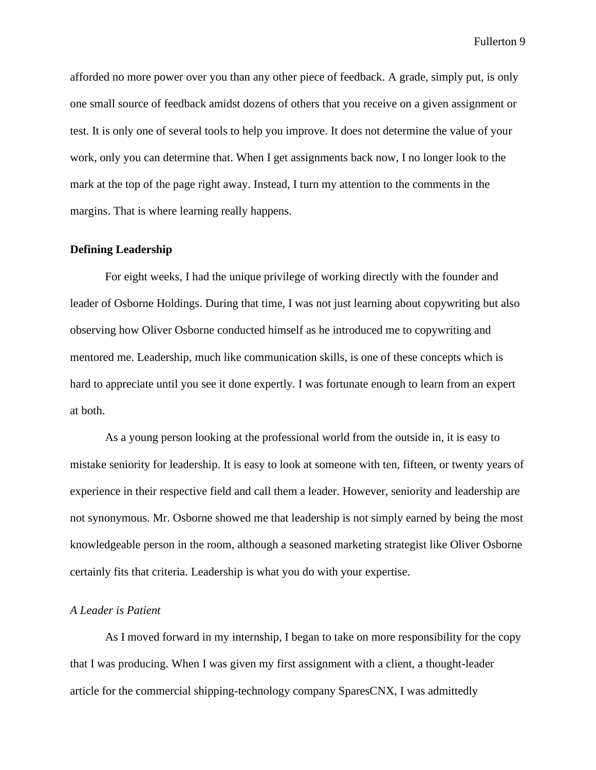afforded no more power over you than any other piece of feedback. A grade, simply put, is only one small source of feedback amidst dozens of others that you receive on a given assignment or test. It is only one of several tools to help you improve. It does not determine the value of your work, only you can determine that. When I get assignments back now, I no longer look to the mark at the top of the page right away. Instead, I turn my attention to the comments in the margins. That is where learning really happens.

## Defining Leadership

For eight weeks, I had the unique privilege of working directly with the founder and leader of Osborne Holdings. During that time, I was not just learning about copywriting but also observing how Oliver Osborne conducted himself as he introduced me to copywriting and mentored me. Leadership, much like communication skills, is one of these concepts which is hard to appreciate until you see it done expertly. I was fortunate enough to learn from an expert at both.

As a young person looking at the professional world from the outside in, it is easy to mistake seniority for leadership. It is easy to look at someone with ten, fifteen, or twenty years of experience in their respective field and call them a leader. However, seniority and leadership are not synonymous. Mr. Osborne showed me that leadership is not simply earned by being the most knowledgeable person in the room, although a seasoned marketing strategist like Oliver Osborne certainly fits that criteria. Leadership is what you do with your expertise.

### *A Leader is Patient*

As I moved forward in my internship, I began to take on more responsibility for the copy that I was producing. When I was given my first assignment with a client, a thought-leader article for the commercial shipping-technology company SparesCNX, I was admittedly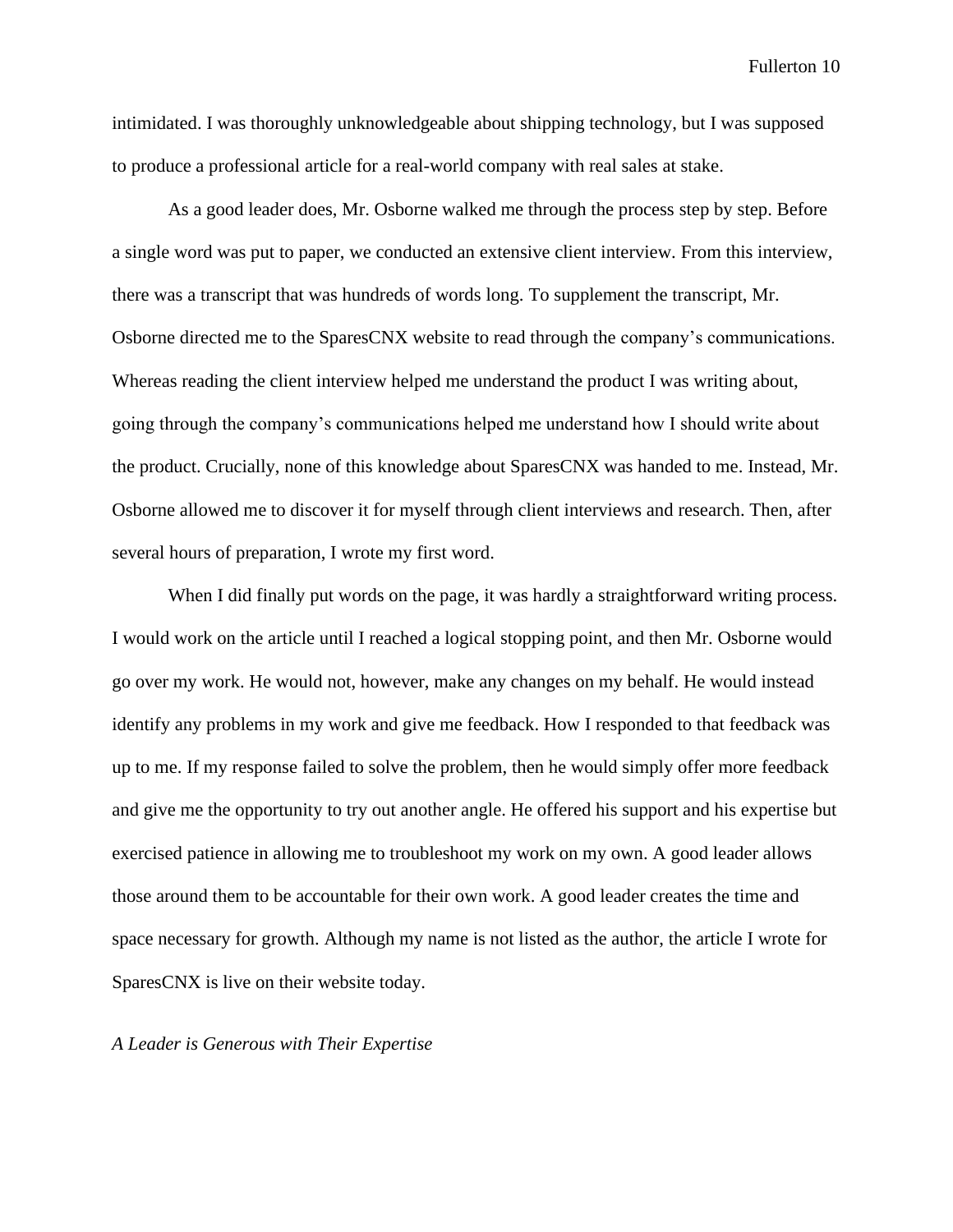intimidated. I was thoroughly unknowledgeable about shipping technology, but I was supposed to produce a professional article for a real-world company with real sales at stake.

As a good leader does, Mr. Osborne walked me through the process step by step. Before a single word was put to paper, we conducted an extensive client interview. From this interview, there was a transcript that was hundreds of words long. To supplement the transcript, Mr. Osborne directed me to the SparesCNX website to read through the company's communications. Whereas reading the client interview helped me understand the product I was writing about, going through the company's communications helped me understand how I should write about the product. Crucially, none of this knowledge about SparesCNX was handed to me. Instead, Mr. Osborne allowed me to discover it for myself through client interviews and research. Then, after several hours of preparation, I wrote my first word.

When I did finally put words on the page, it was hardly a straightforward writing process. I would work on the article until I reached a logical stopping point, and then Mr. Osborne would go over my work. He would not, however, make any changes on my behalf. He would instead identify any problems in my work and give me feedback. How I responded to that feedback was up to me. If my response failed to solve the problem, then he would simply offer more feedback and give me the opportunity to try out another angle. He offered his support and his expertise but exercised patience in allowing me to troubleshoot my work on my own. A good leader allows those around them to be accountable for their own work. A good leader creates the time and space necessary for growth. Although my name is not listed as the author, the article I wrote for SparesCNX is live on their website today.

*A Leader is Generous with Their Expertise*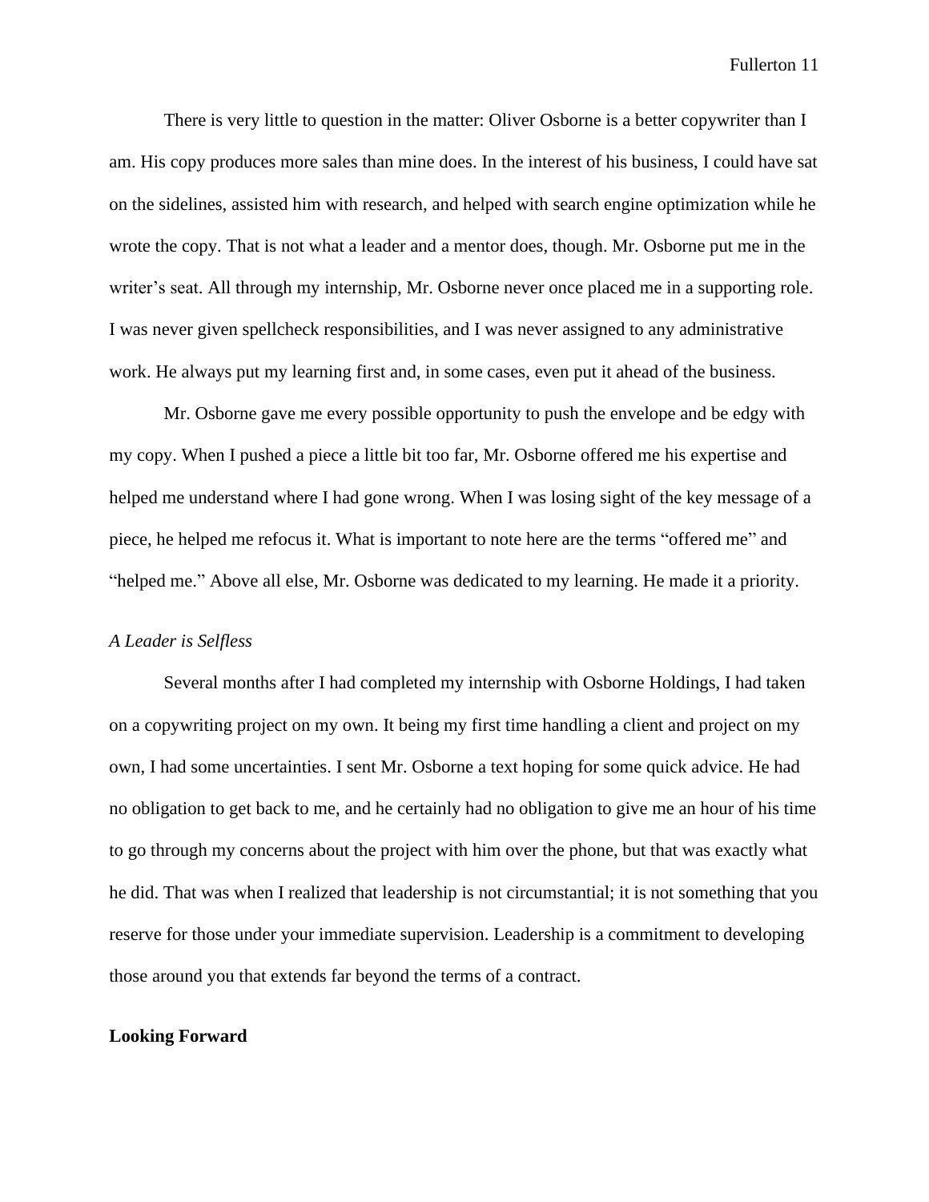There is very little to question in the matter: Oliver Osborne is a better copywriter than I am. His copy produces more sales than mine does. In the interest of his business, I could have sat on the sidelines, assisted him with research, and helped with search engine optimization while he wrote the copy. That is not what a leader and a mentor does, though. Mr. Osborne put me in the writer's seat. All through my internship, Mr. Osborne never once placed me in a supporting role. I was never given spellcheck responsibilities, and I was never assigned to any administrative work. He always put my learning first and, in some cases, even put it ahead of the business.

Mr. Osborne gave me every possible opportunity to push the envelope and be edgy with my copy. When I pushed a piece a little bit too far, Mr. Osborne offered me his expertise and helped me understand where I had gone wrong. When I was losing sight of the key message of a piece, he helped me refocus it. What is important to note here are the terms "offered me" and "helped me." Above all else, Mr. Osborne was dedicated to my learning. He made it a priority.

### *A Leader is Selfless*

Several months after I had completed my internship with Osborne Holdings, I had taken on a copywriting project on my own. It being my first time handling a client and project on my own, I had some uncertainties. I sent Mr. Osborne a text hoping for some quick advice. He had no obligation to get back to me, and he certainly had no obligation to give me an hour of his time to go through my concerns about the project with him over the phone, but that was exactly what he did. That was when I realized that leadership is not circumstantial; it is not something that you reserve for those under your immediate supervision. Leadership is a commitment to developing those around you that extends far beyond the terms of a contract.

## **Looking Forward**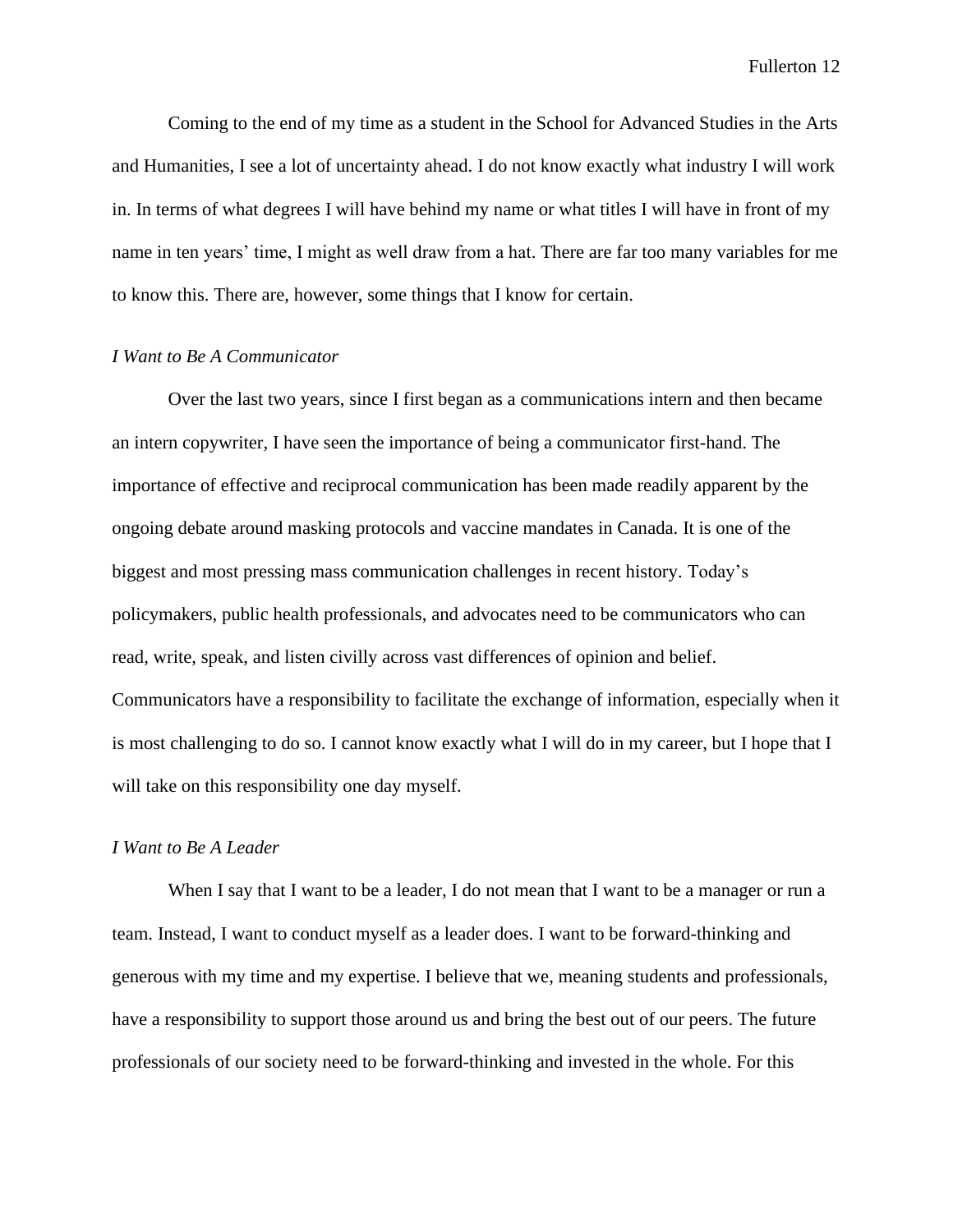Coming to the end of my time as a student in the School for Advanced Studies in the Arts and Humanities, I see a lot of uncertainty ahead. I do not know exactly what industry I will work in. In terms of what degrees I will have behind my name or what titles I will have in front of my name in ten years' time, I might as well draw from a hat. There are far too many variables for me to know this. There are, however, some things that I know for certain.

*I Want to Be A Communicator*

Over the last two years, since I first began as a communications intern and then became an intern copywriter, I have seen the importance of being a communicator first-hand. The importance of effective and reciprocal communication has been made readily apparent by the ongoing debate around masking protocols and vaccine mandates in Canada. It is one of the biggest and most pressing mass communication challenges in recent history. Today's policymakers, public health professionals, and advocates need to be communicators who can read, write, speak, and listen civilly across vast differences of opinion and belief. Communicators have a responsibility to facilitate the exchange of information, especially when it is most challenging to do so. I cannot know exactly what I will do in my career, but I hope that I will take on this responsibility one day myself.

*I Want to Be A Leader*

When I say that I want to be a leader, I do not mean that I want to be a manager or run a team. Instead, I want to conduct myself as a leader does. I want to be forward-thinking and generous with my time and my expertise. I believe that we, meaning students and professionals, have a responsibility to support those around us and bring the best out of our peers. The future professionals of our society need to be forward-thinking and invested in the whole. For this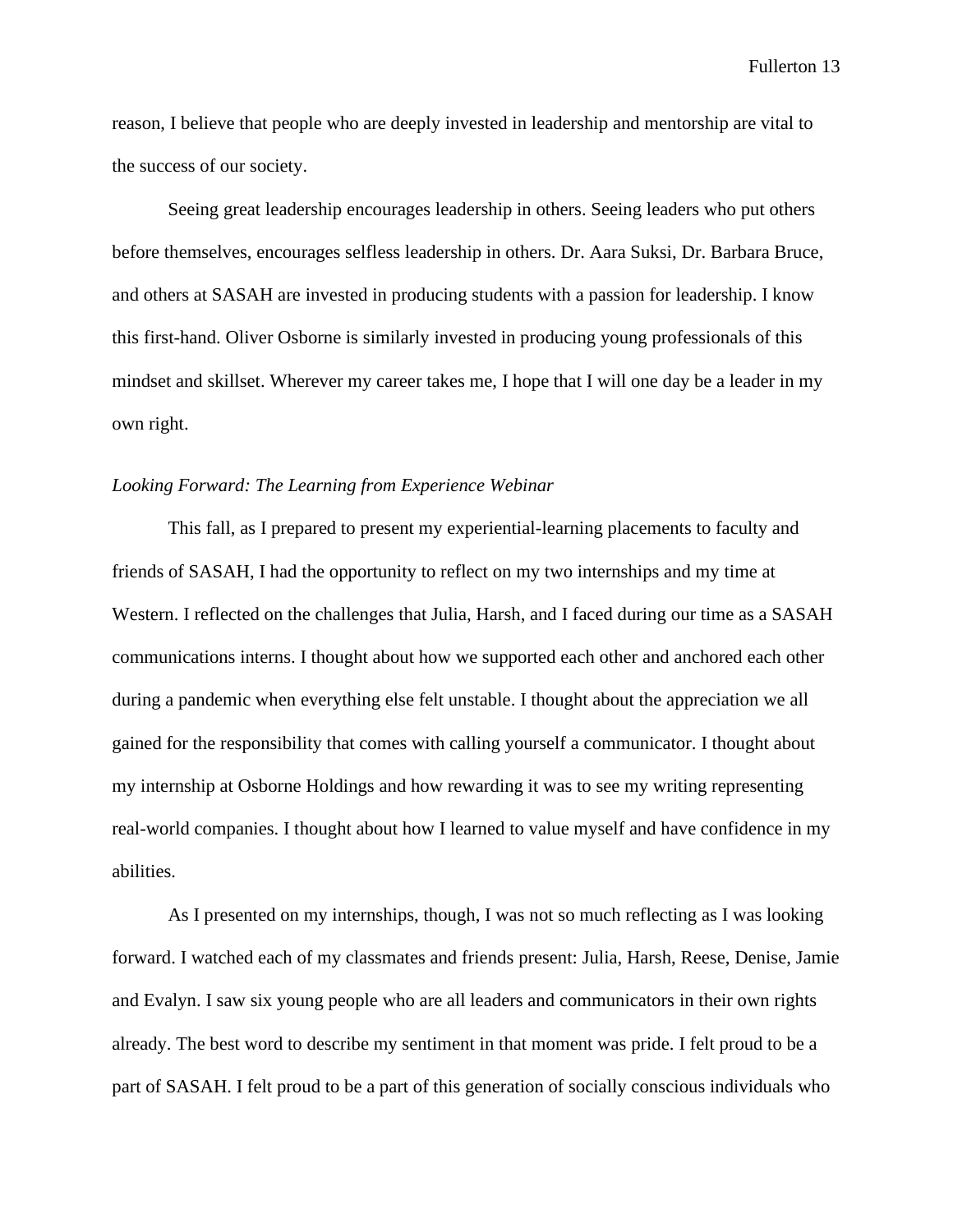reason, I believe that people who are deeply invested in leadership and mentorship are vital to the success of our society.

Seeing great leadership encourages leadership in others. Seeing leaders who put others before themselves, encourages selfless leadership in others. Dr. Aara Suksi, Dr. Barbara Bruce, and others at SASAH are invested in producing students with a passion for leadership. I know this first-hand. Oliver Osborne is similarly invested in producing young professionals of this mindset and skillset. Wherever my career takes me, I hope that I will one day be a leader in my own right.

*Looking Forward: The Learning from Experience Webinar*

This fall, as I prepared to present my experiential-learning placements to faculty and friends of SASAH, I had the opportunity to reflect on my two internships and my time at Western. I reflected on the challenges that Julia, Harsh, and I faced during our time as a SASAH communications interns. I thought about how we supported each other and anchored each other during a pandemic when everything else felt unstable. I thought about the appreciation we all gained for the responsibility that comes with calling yourself a communicator. I thought about my internship at Osborne Holdings and how rewarding it was to see my writing representing real-world companies. I thought about how I learned to value myself and have confidence in my abilities.

As I presented on my internships, though, I was not so much reflecting as I was looking forward. I watched each of my classmates and friends present: Julia, Harsh, Reese, Denise, Jamie and Evalyn. I saw six young people who are all leaders and communicators in their own rights already. The best word to describe my sentiment in that moment was pride. I felt proud to be a part of SASAH. I felt proud to be a part of this generation of socially conscious individuals who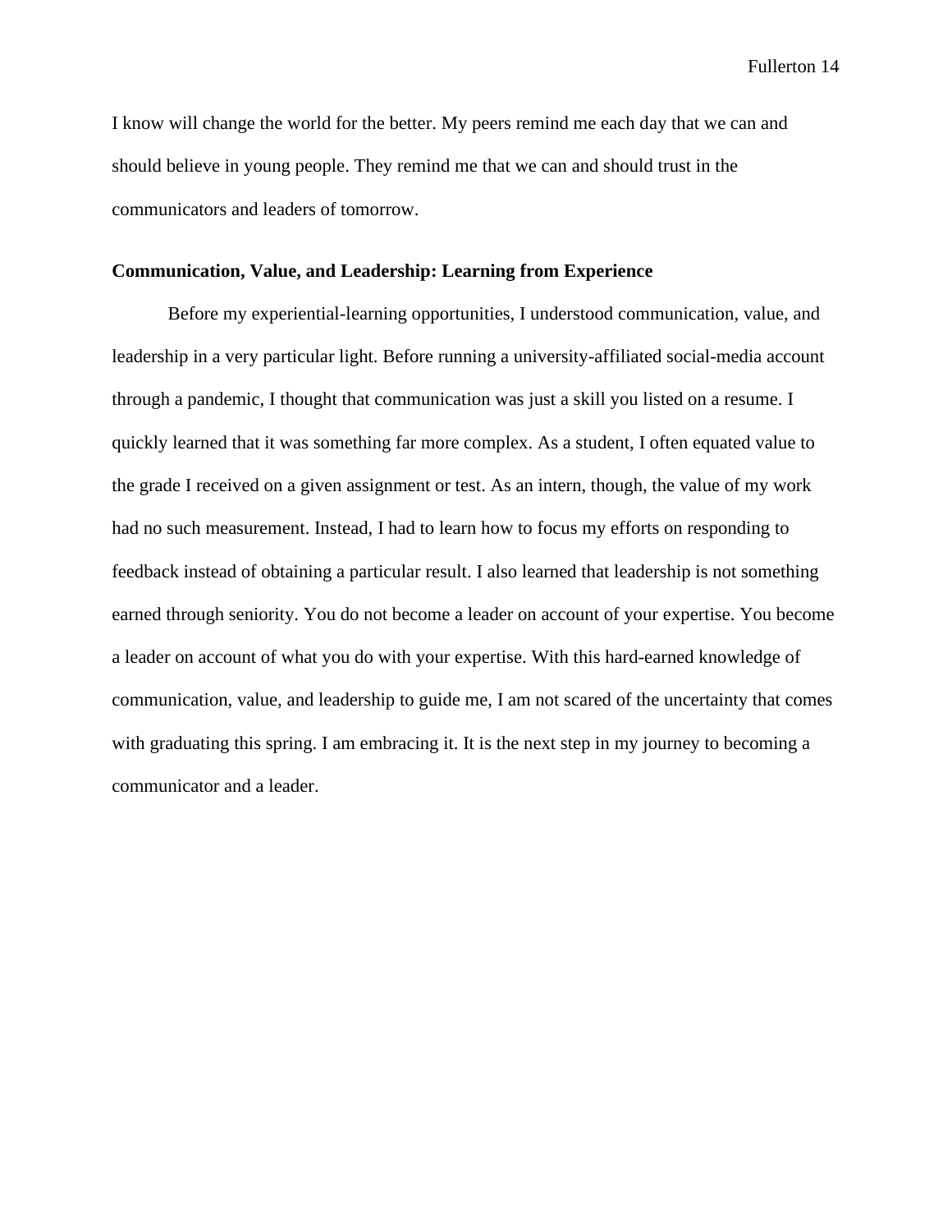I know will change the world for the better. My peers remind me each day that we can and should believe in young people. They remind me that we can and should trust in the communicators and leaders of tomorrow.

**Communication, Value, and Leadership: Learning from Experience**

Before my experiential-learning opportunities, I understood communication, value, and leadership in a very particular light. Before running a university-affiliated social-media account through a pandemic, I thought that communication was just a skill you listed on a resume. I quickly learned that it was something far more complex. As a student, I often equated value to the grade I received on a given assignment or test. As an intern, though, the value of my work had no such measurement. Instead, I had to learn how to focus my efforts on responding to feedback instead of obtaining a particular result. I also learned that leadership is not something earned through seniority. You do not become a leader on account of your expertise. You become a leader on account of what you do with your expertise. With this hard-earned knowledge of communication, value, and leadership to guide me, I am not scared of the uncertainty that comes with graduating this spring. I am embracing it. It is the next step in my journey to becoming a communicator and a leader.